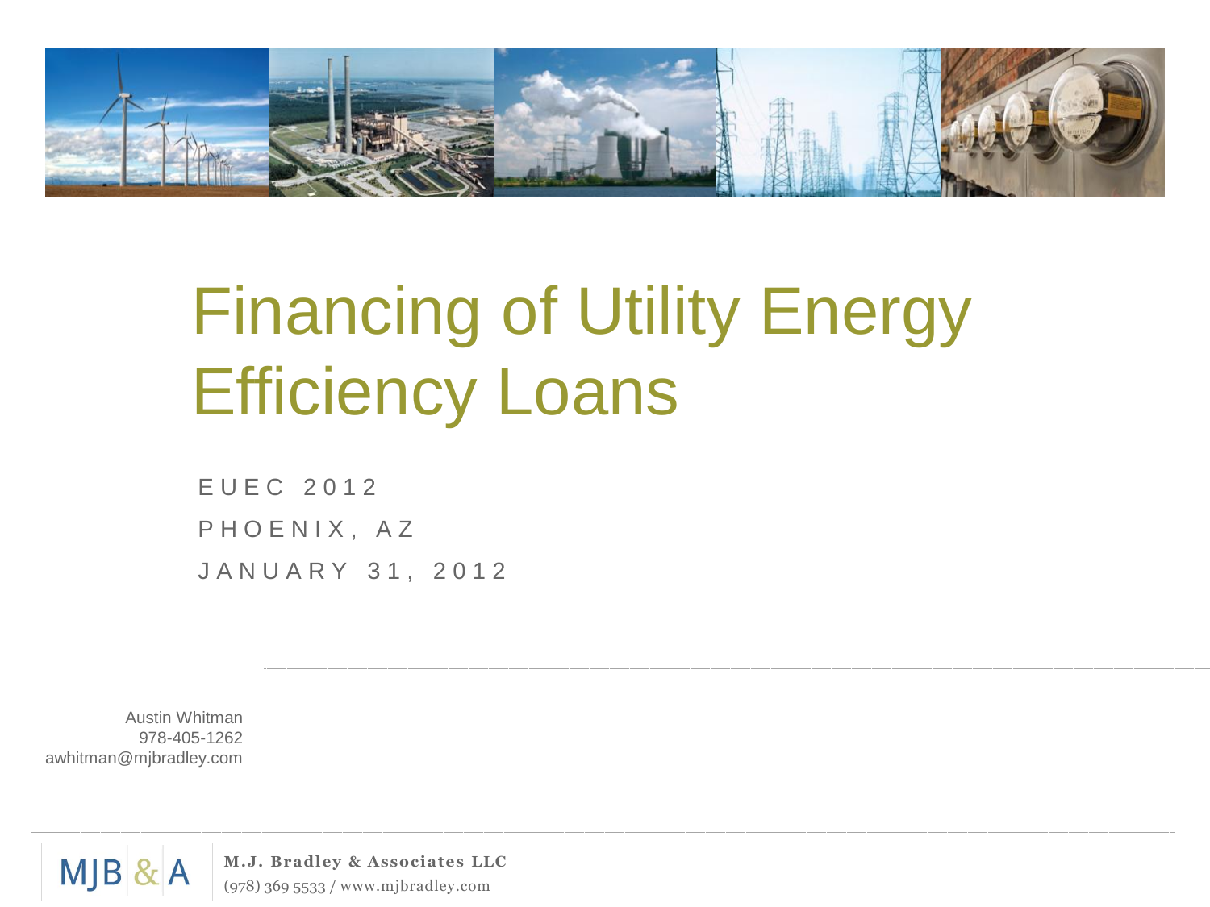# Financing of Utility Energy Efficiency Loans

EUEC 2012

PHOENIX, AZ

JANUARY 31, 2012

Austin Whitman
978-405-1262
awhitman@mjbradley.com

MJB & A

**M.J. Bradley & Associates LLC**
(978) 369 5533 / www.mjbradley.com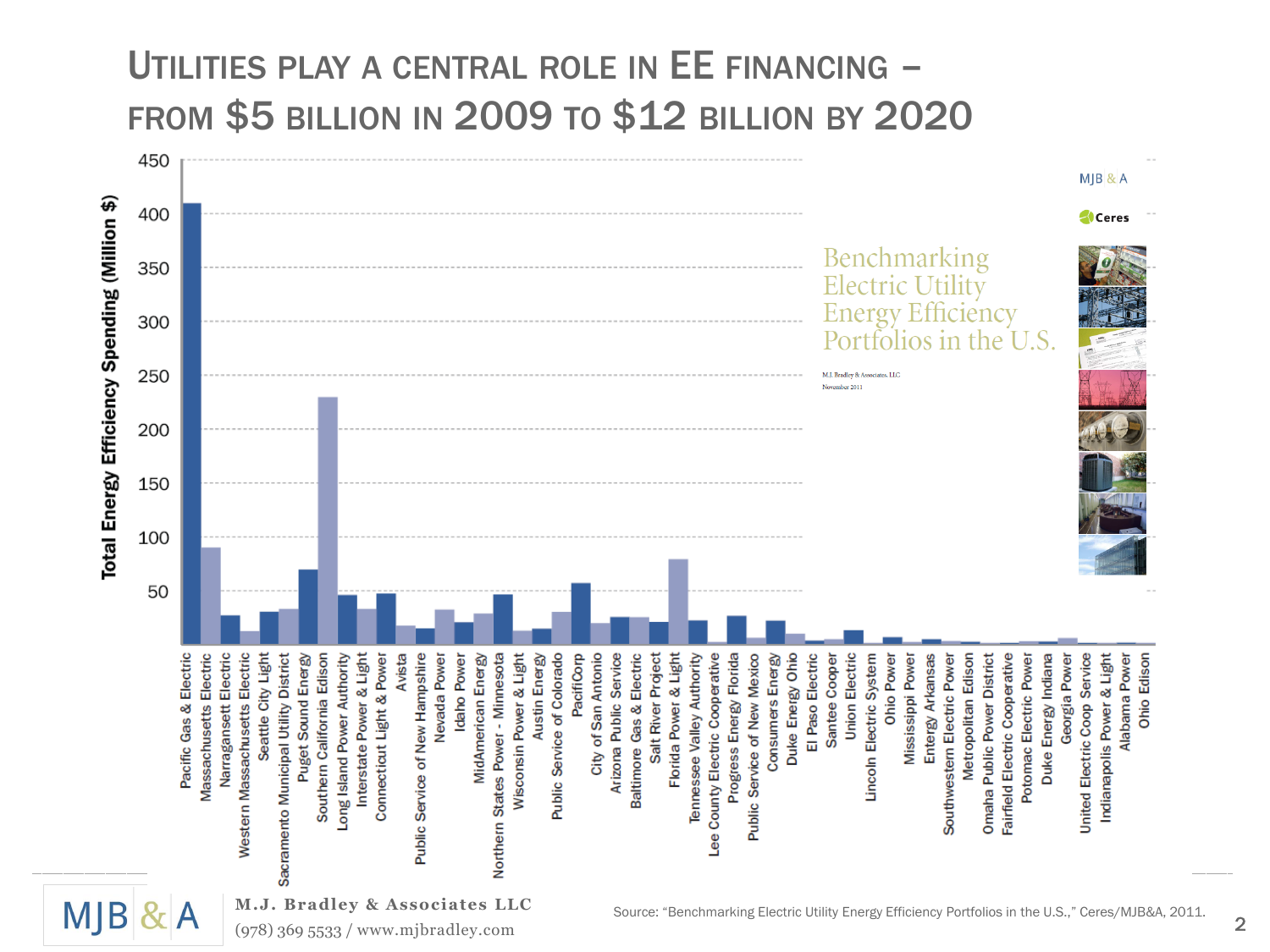# Utilities play a central role in EE financing – from $5 billion in 2009 to $12 billion by 2020

Total Energy Efficiency Spending (Million $)

Pacific Gas & Electric, Massachusetts Electric, Narragansett Electric, Western Massachusetts Electric, Seattle City Light, Sacramento Municipal Utility District, Puget Sound Energy, Southern California Edison, Long Island Power Authority, Interstate Power & Light, Connecticut Light & Power, Avista, Public Service of New Hampshire, Nevada Power, Idaho Power, MidAmerican Energy, Northern States Power - Minnesota, Wisconsin Power & Light, Austin Energy, Public Service of Colorado, PacifiCorp, City of San Antonio, Arizona Public Service, Baltimore Gas & Electric, Salt River Project, Florida Power & Light, Tennessee Valley Authority, Lee County Electric Cooperative, Progress Energy Florida, Public Service of New Mexico, Consumers Energy, Duke Energy Ohio, El Paso Electric, Santee Cooper, Union Electric, Lincoln Electric System, Ohio Power, Mississippi Power, Entergy Arkansas, Southwestern Electric Power, Metropolitan Edison, Omaha Public Power District, Fairfield Electric Cooperative, Potomac Electric Power, Duke Energy Indiana, Georgia Power, United Electric Coop Service, Indianapolis Power & Light, Alabama Power, Ohio Edison

Benchmarking Electric Utility Energy Efficiency Portfolios in the U.S.

M.J. Bradley & Associates, LLC
November 2011

Source: "Benchmarking Electric Utility Energy Efficiency Portfolios in the U.S.," Ceres/MJB&A, 2011.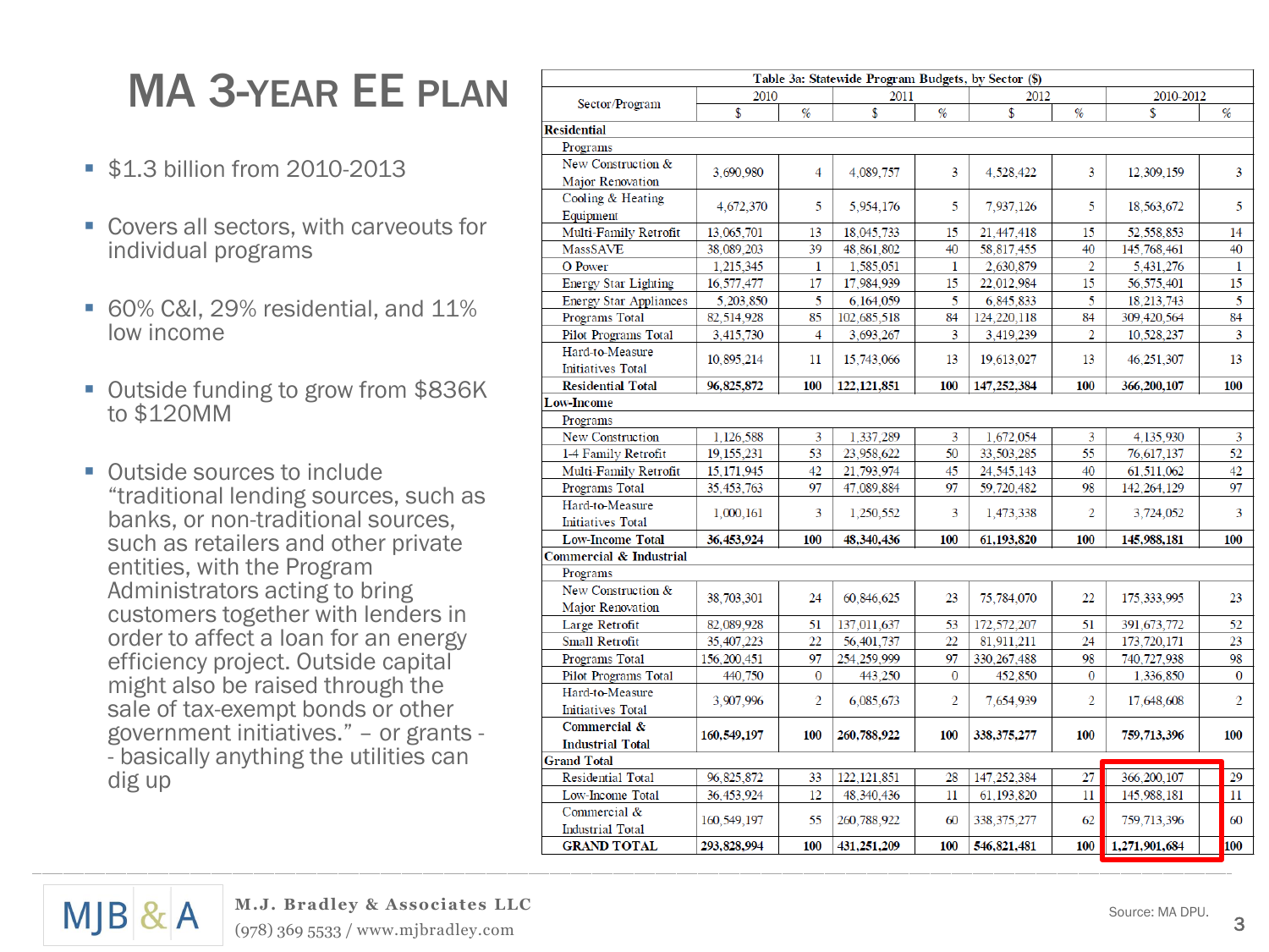# MA 3-YEAR EE PLAN

- $1.3 billion from 2010-2013
- Covers all sectors, with carveouts for individual programs
- 60% C&I, 29% residential, and 11% low income
- Outside funding to grow from $836K to $120MM
- Outside sources to include "traditional lending sources, such as banks, or non-traditional sources, such as retailers and other private entities, with the Program Administrators acting to bring customers together with lenders in order to affect a loan for an energy efficiency project. Outside capital might also be raised through the sale of tax-exempt bonds or other government initiatives." – or grants - - basically anything the utilities can dig up

**Table 3a: Statewide Program Budgets, by Sector ($)**

| Sector/Program | 2010 | | 2011 | | 2012 | | 2010-2012 | |
|---|---|---|---|---|---|---|---|---|
| | $ | % | $ | % | $ | % | $ | % |
| **Residential** | | | | | | | | |
| Programs | | | | | | | | |
| New Construction & Major Renovation | 3,690,980 | 4 | 4,089,757 | 3 | 4,528,422 | 3 | 12,309,159 | 3 |
| Cooling & Heating Equipment | 4,672,370 | 5 | 5,954,176 | 5 | 7,937,126 | 5 | 18,563,672 | 5 |
| Multi-Family Retrofit | 13,065,701 | 13 | 18,045,733 | 15 | 21,447,418 | 15 | 52,558,853 | 14 |
| MassSAVE | 38,089,203 | 39 | 48,861,802 | 40 | 58,817,455 | 40 | 145,768,461 | 40 |
| O Power | 1,215,345 | 1 | 1,585,051 | 1 | 2,630,879 | 2 | 5,431,276 | 1 |
| Energy Star Lighting | 16,577,477 | 17 | 17,984,939 | 15 | 22,012,984 | 15 | 56,575,401 | 15 |
| Energy Star Appliances | 5,203,850 | 5 | 6,164,059 | 5 | 6,845,833 | 5 | 18,213,743 | 5 |
| Programs Total | 82,514,928 | 85 | 102,685,518 | 84 | 124,220,118 | 84 | 309,420,564 | 84 |
| Pilot Programs Total | 3,415,730 | 4 | 3,693,267 | 3 | 3,419,239 | 2 | 10,528,237 | 3 |
| Hard-to-Measure Initiatives Total | 10,895,214 | 11 | 15,743,066 | 13 | 19,613,027 | 13 | 46,251,307 | 13 |
| **Residential Total** | **96,825,872** | **100** | **122,121,851** | **100** | **147,252,384** | **100** | **366,200,107** | **100** |
| **Low-Income** | | | | | | | | |
| Programs | | | | | | | | |
| New Construction | 1,126,588 | 3 | 1,337,289 | 3 | 1,672,054 | 3 | 4,135,930 | 3 |
| 1-4 Family Retrofit | 19,155,231 | 53 | 23,958,622 | 50 | 33,503,285 | 55 | 76,617,137 | 52 |
| Multi-Family Retrofit | 15,171,945 | 42 | 21,793,974 | 45 | 24,545,143 | 40 | 61,511,062 | 42 |
| Programs Total | 35,453,763 | 97 | 47,089,884 | 97 | 59,720,482 | 98 | 142,264,129 | 97 |
| Hard-to-Measure Initiatives Total | 1,000,161 | 3 | 1,250,552 | 3 | 1,473,338 | 2 | 3,724,052 | 3 |
| **Low-Income Total** | **36,453,924** | **100** | **48,340,436** | **100** | **61,193,820** | **100** | **145,988,181** | **100** |
| **Commercial & Industrial** | | | | | | | | |
| Programs | | | | | | | | |
| New Construction & Major Renovation | 38,703,301 | 24 | 60,846,625 | 23 | 75,784,070 | 22 | 175,333,995 | 23 |
| Large Retrofit | 82,089,928 | 51 | 137,011,637 | 53 | 172,572,207 | 51 | 391,673,772 | 52 |
| Small Retrofit | 35,407,223 | 22 | 56,401,737 | 22 | 81,911,211 | 24 | 173,720,171 | 23 |
| Programs Total | 156,200,451 | 97 | 254,259,999 | 97 | 330,267,488 | 98 | 740,727,938 | 98 |
| Pilot Programs Total | 440,750 | 0 | 443,250 | 0 | 452,850 | 0 | 1,336,850 | 0 |
| Hard-to-Measure Initiatives Total | 3,907,996 | 2 | 6,085,673 | 2 | 7,654,939 | 2 | 17,648,608 | 2 |
| **Commercial & Industrial Total** | **160,549,197** | **100** | **260,788,922** | **100** | **338,375,277** | **100** | **759,713,396** | **100** |
| **Grand Total** | | | | | | | | |
| Residential Total | 96,825,872 | 33 | 122,121,851 | 28 | 147,252,384 | 27 | 366,200,107 | 29 |
| Low-Income Total | 36,453,924 | 12 | 48,340,436 | 11 | 61,193,820 | 11 | 145,988,181 | 11 |
| Commercial & Industrial Total | 160,549,197 | 55 | 260,788,922 | 60 | 338,375,277 | 62 | 759,713,396 | 60 |
| **GRAND TOTAL** | **293,828,994** | **100** | **431,251,209** | **100** | **546,821,481** | **100** | **1,271,901,684** | **100** |

Source: MA DPU.

M.J. Bradley & Associates LLC
(978) 369 5533 / www.mjbradley.com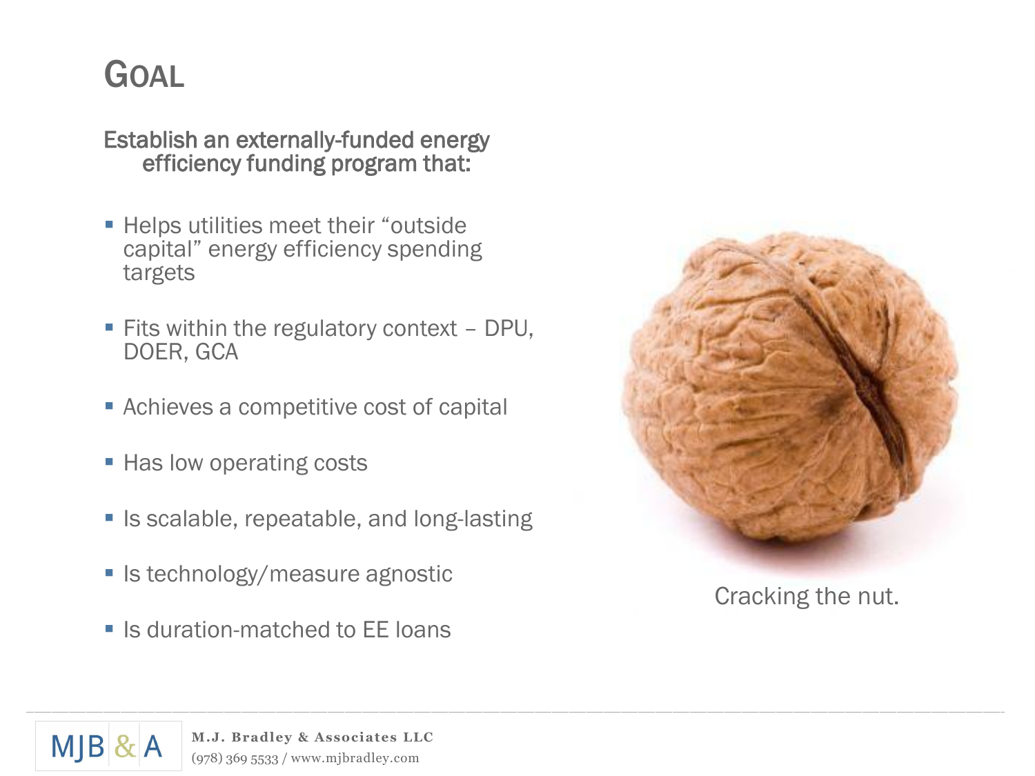# Goal

Establish an externally-funded energy efficiency funding program that:

- Helps utilities meet their "outside capital" energy efficiency spending targets
- Fits within the regulatory context – DPU, DOER, GCA
- Achieves a competitive cost of capital
- Has low operating costs
- Is scalable, repeatable, and long-lasting
- Is technology/measure agnostic
- Is duration-matched to EE loans

Cracking the nut.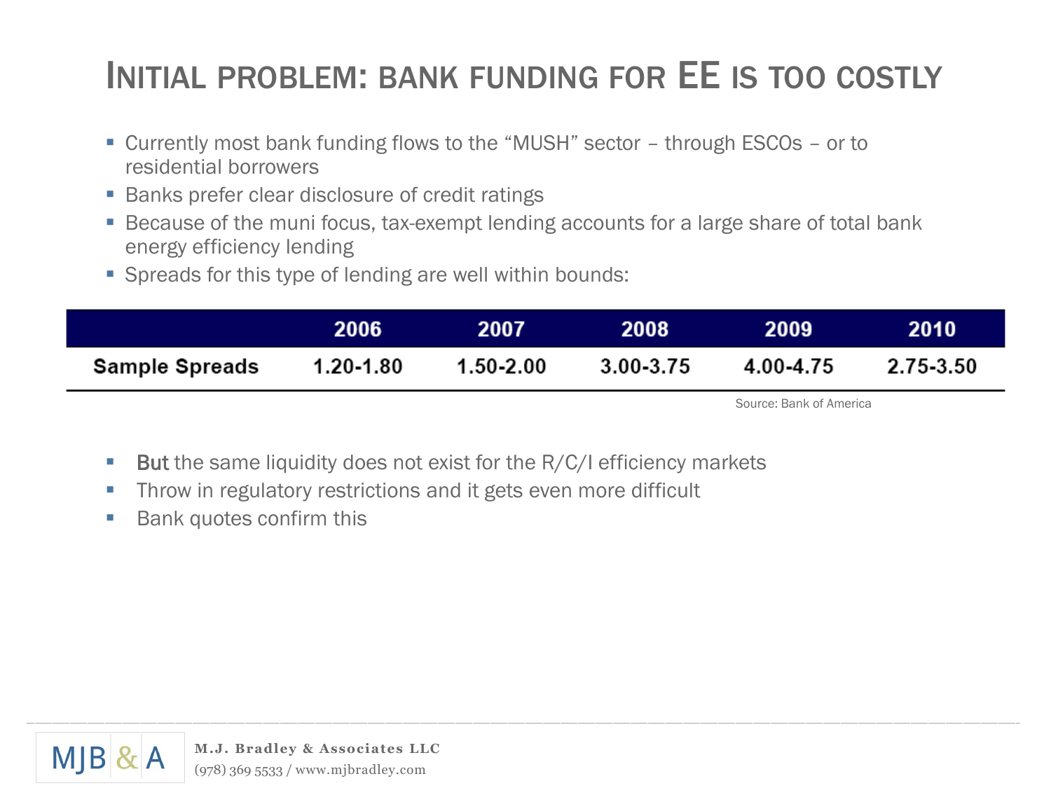# Initial problem: bank funding for EE is too costly

- Currently most bank funding flows to the "MUSH" sector – through ESCOs – or to residential borrowers
- Banks prefer clear disclosure of credit ratings
- Because of the muni focus, tax-exempt lending accounts for a large share of total bank energy efficiency lending
- Spreads for this type of lending are well within bounds:

| | 2006 | 2007 | 2008 | 2009 | 2010 |
|---|---|---|---|---|---|
| **Sample Spreads** | 1.20-1.80 | 1.50-2.00 | 3.00-3.75 | 4.00-4.75 | 2.75-3.50 |

Source: Bank of America

- **But** the same liquidity does not exist for the R/C/I efficiency markets
- Throw in regulatory restrictions and it gets even more difficult
- Bank quotes confirm this

MJB & A — M.J. Bradley & Associates LLC
(978) 369 5533 / www.mjbradley.com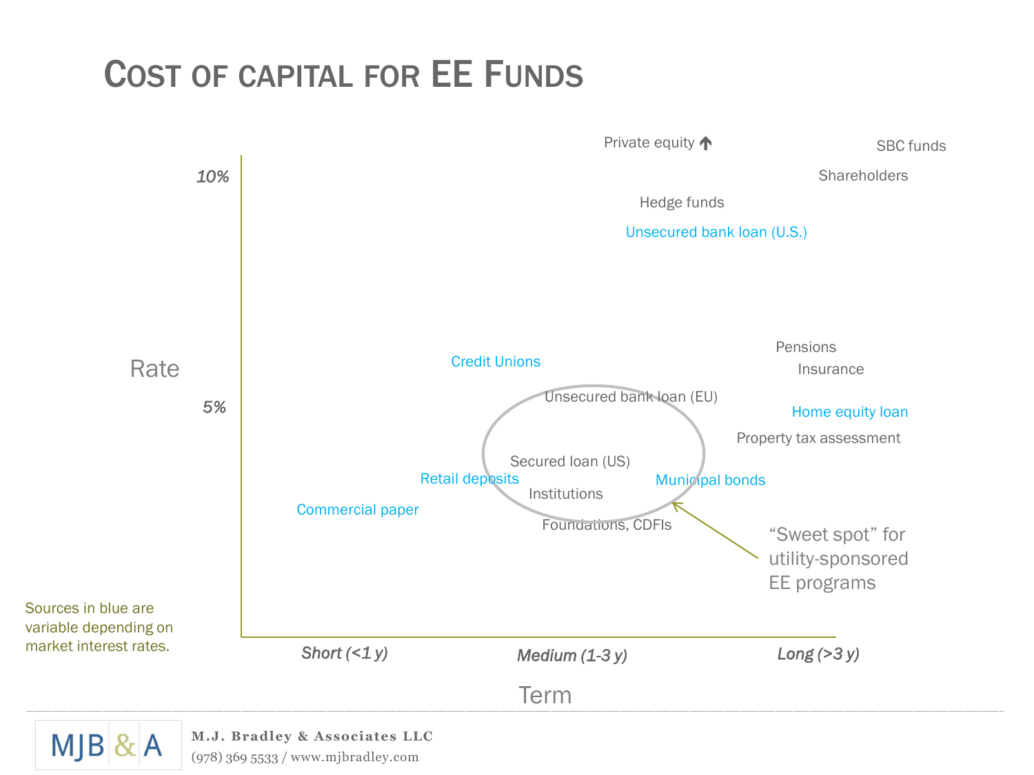# Cost of capital for EE Funds

Private equity ↑

SBC funds

Shareholders

Hedge funds

Unsecured bank loan (U.S.)

Pensions

Insurance

Credit Unions

Unsecured bank loan (EU)

Home equity loan

Property tax assessment

Secured loan (US)

Retail deposits

Municipal bonds

Institutions

Commercial paper

Foundations, CDFIs

"Sweet spot" for utility-sponsored EE programs

Rate: 10%, 5%

Term: *Short (<1 y)*, *Medium (1-3 y)*, *Long (>3 y)*

Sources in blue are variable depending on market interest rates.

M.J. Bradley & Associates LLC

(978) 369 5533 / www.mjbradley.com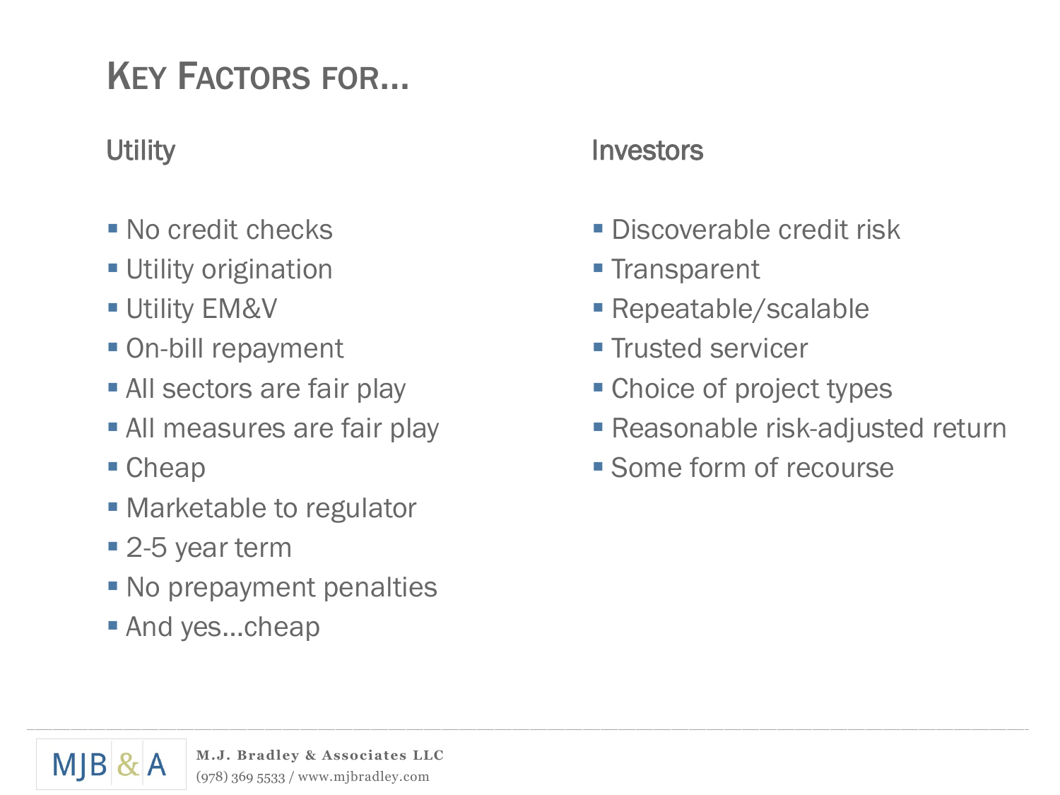# Key Factors for...

## Utility

- No credit checks
- Utility origination
- Utility EM&V
- On-bill repayment
- All sectors are fair play
- All measures are fair play
- Cheap
- Marketable to regulator
- 2-5 year term
- No prepayment penalties
- And yes…cheap

## Investors

- Discoverable credit risk
- Transparent
- Repeatable/scalable
- Trusted servicer
- Choice of project types
- Reasonable risk-adjusted return
- Some form of recourse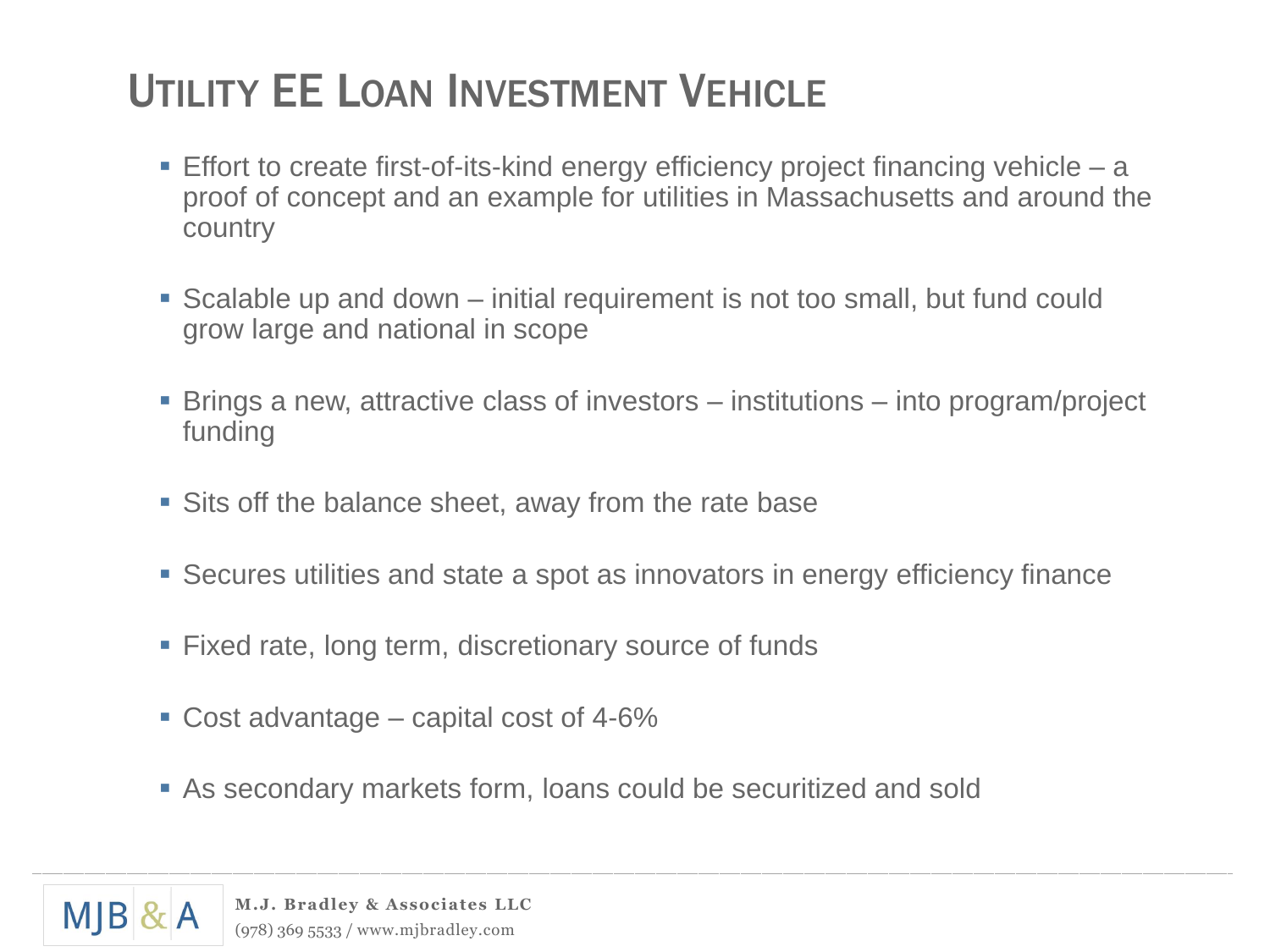# Utility EE Loan Investment Vehicle

- Effort to create first-of-its-kind energy efficiency project financing vehicle – a proof of concept and an example for utilities in Massachusetts and around the country
- Scalable up and down – initial requirement is not too small, but fund could grow large and national in scope
- Brings a new, attractive class of investors – institutions – into program/project funding
- Sits off the balance sheet, away from the rate base
- Secures utilities and state a spot as innovators in energy efficiency finance
- Fixed rate, long term, discretionary source of funds
- Cost advantage – capital cost of 4-6%
- As secondary markets form, loans could be securitized and sold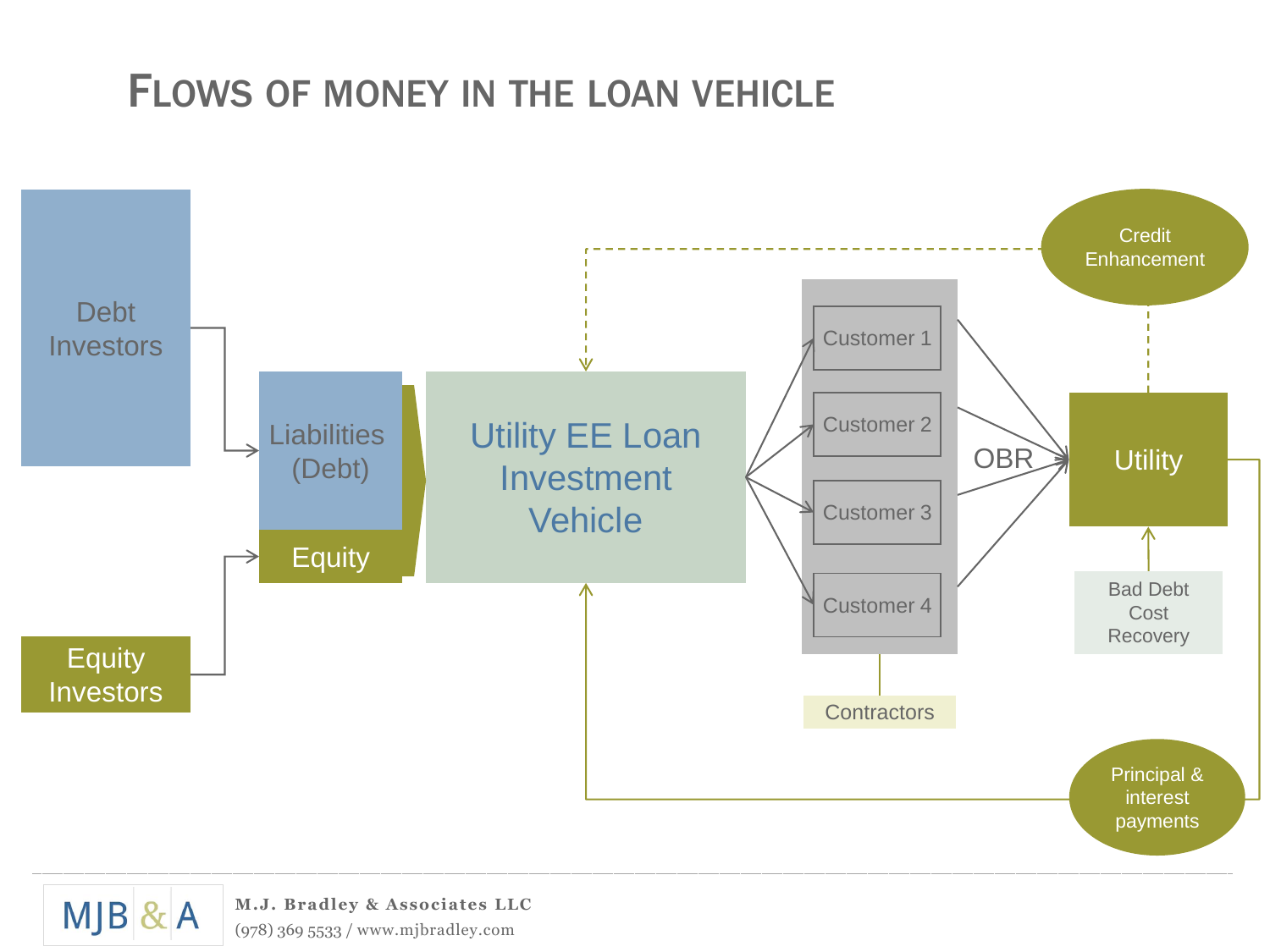# Flows of money in the loan vehicle

Debt Investors

Equity Investors

Liabilities (Debt)

Equity

Utility EE Loan Investment Vehicle

Credit Enhancement

Customer 1

Customer 2

Customer 3

Customer 4

OBR

Utility

Bad Debt Cost Recovery

Contractors

Principal & interest payments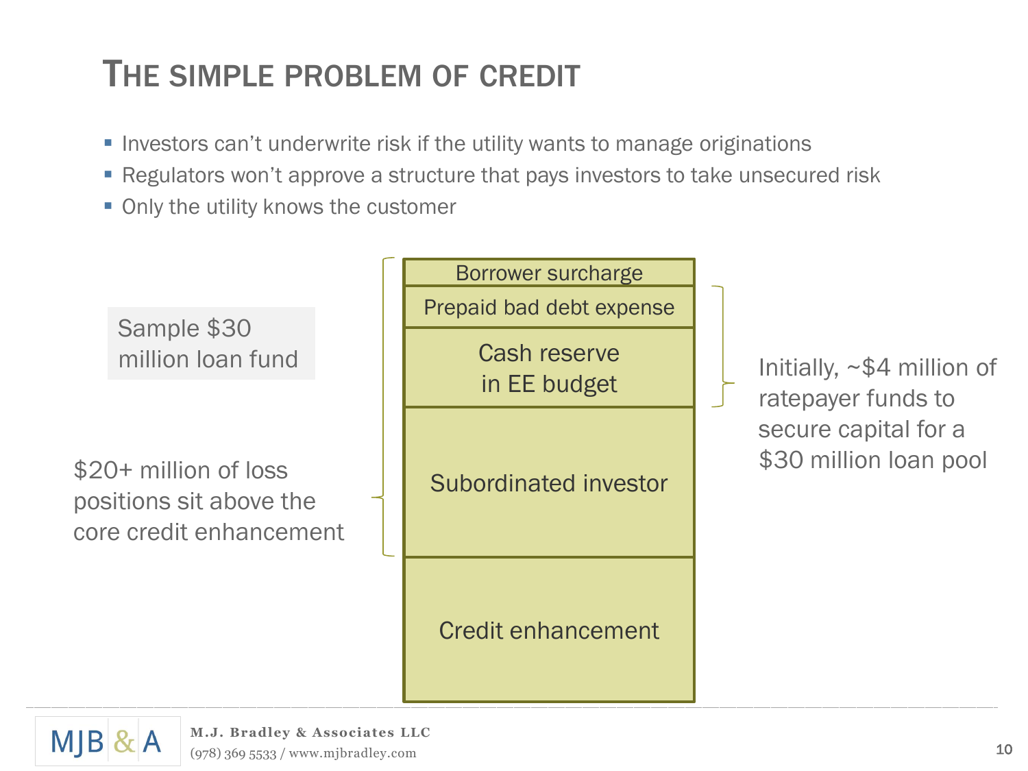# The simple problem of credit

- Investors can't underwrite risk if the utility wants to manage originations
- Regulators won't approve a structure that pays investors to take unsecured risk
- Only the utility knows the customer

Sample $30 million loan fund

| |
|---|
| Borrower surcharge |
| Prepaid bad debt expense |
| Cash reserve in EE budget |
| Subordinated investor |
| Credit enhancement |

$20+ million of loss positions sit above the core credit enhancement

Initially, ~$4 million of ratepayer funds to secure capital for a $30 million loan pool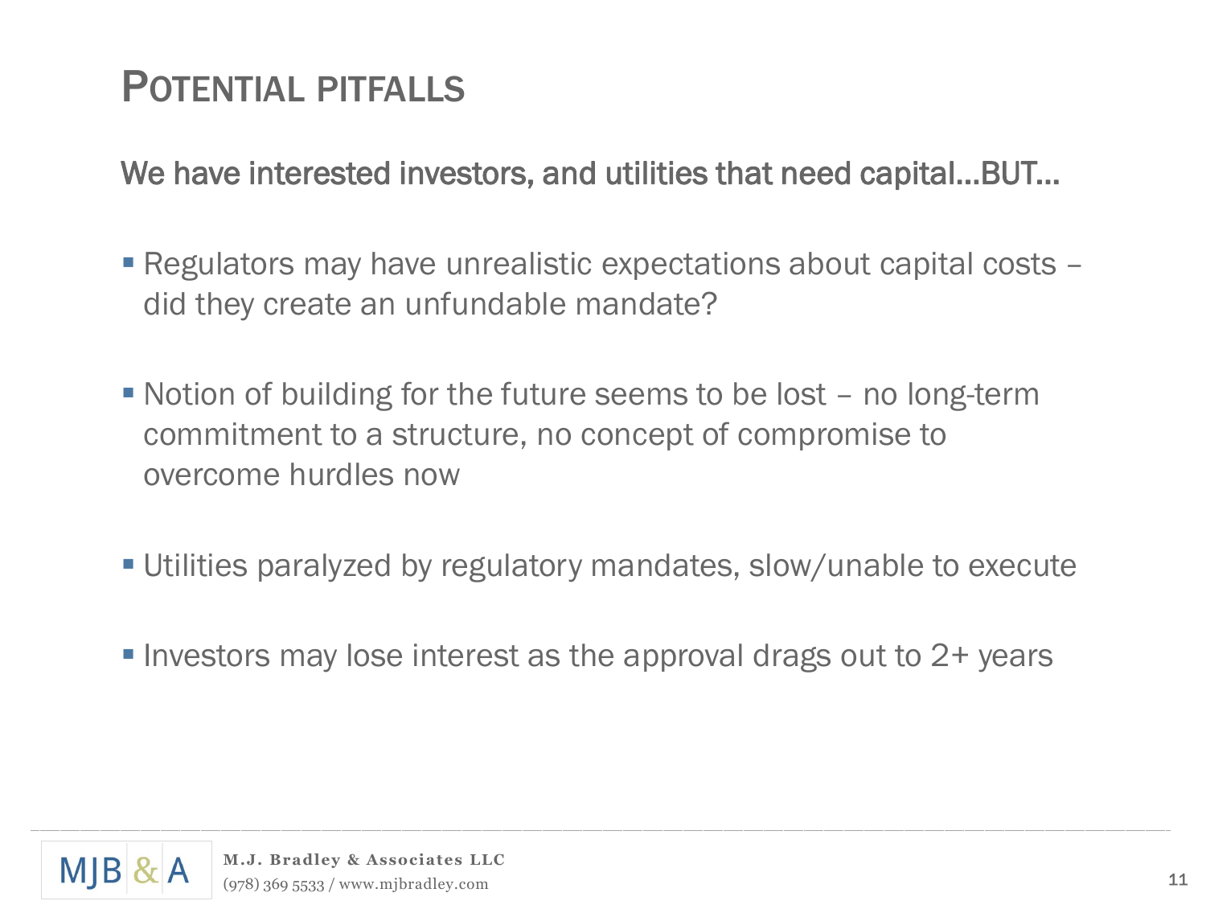# POTENTIAL PITFALLS

We have interested investors, and utilities that need capital…BUT…

- Regulators may have unrealistic expectations about capital costs – did they create an unfundable mandate?
- Notion of building for the future seems to be lost – no long-term commitment to a structure, no concept of compromise to overcome hurdles now
- Utilities paralyzed by regulatory mandates, slow/unable to execute
- Investors may lose interest as the approval drags out to 2+ years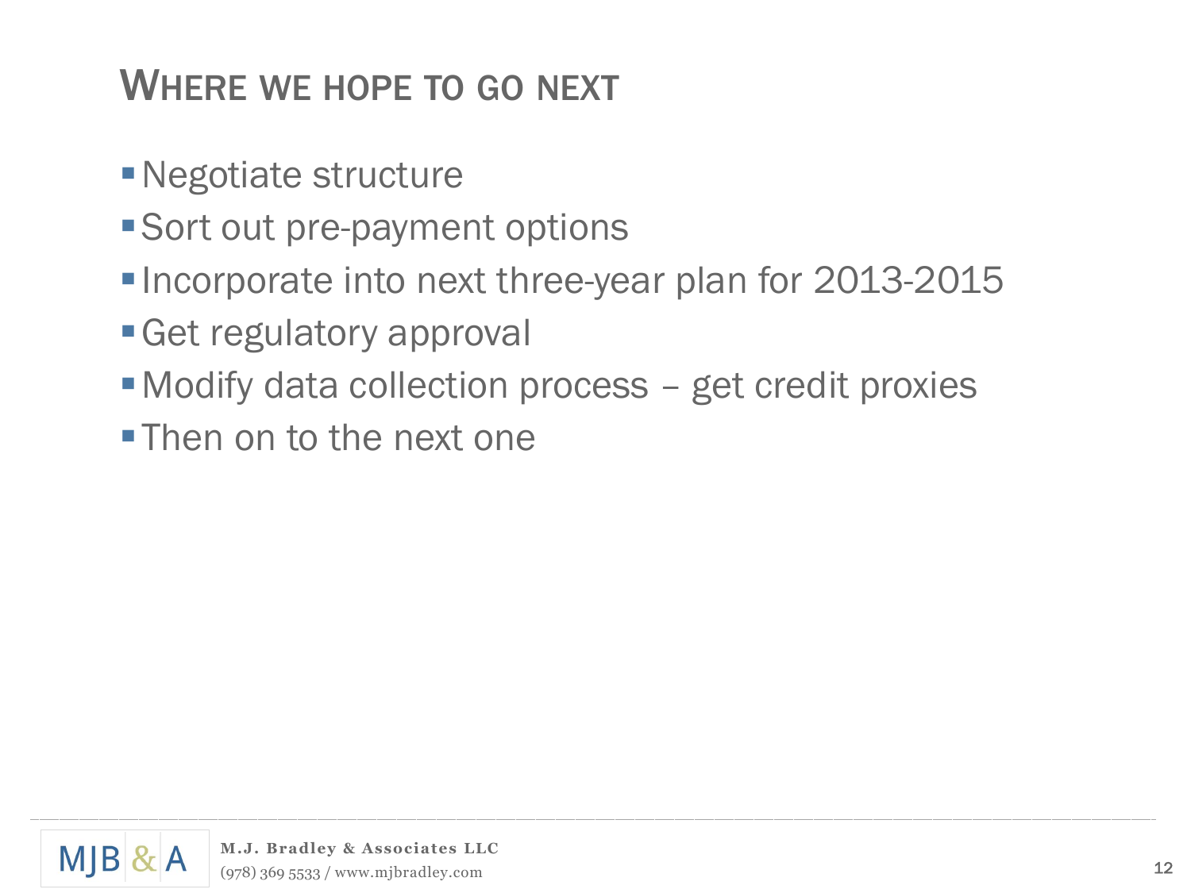## Where we hope to go next

- Negotiate structure
- Sort out pre-payment options
- Incorporate into next three-year plan for 2013-2015
- Get regulatory approval
- Modify data collection process – get credit proxies
- Then on to the next one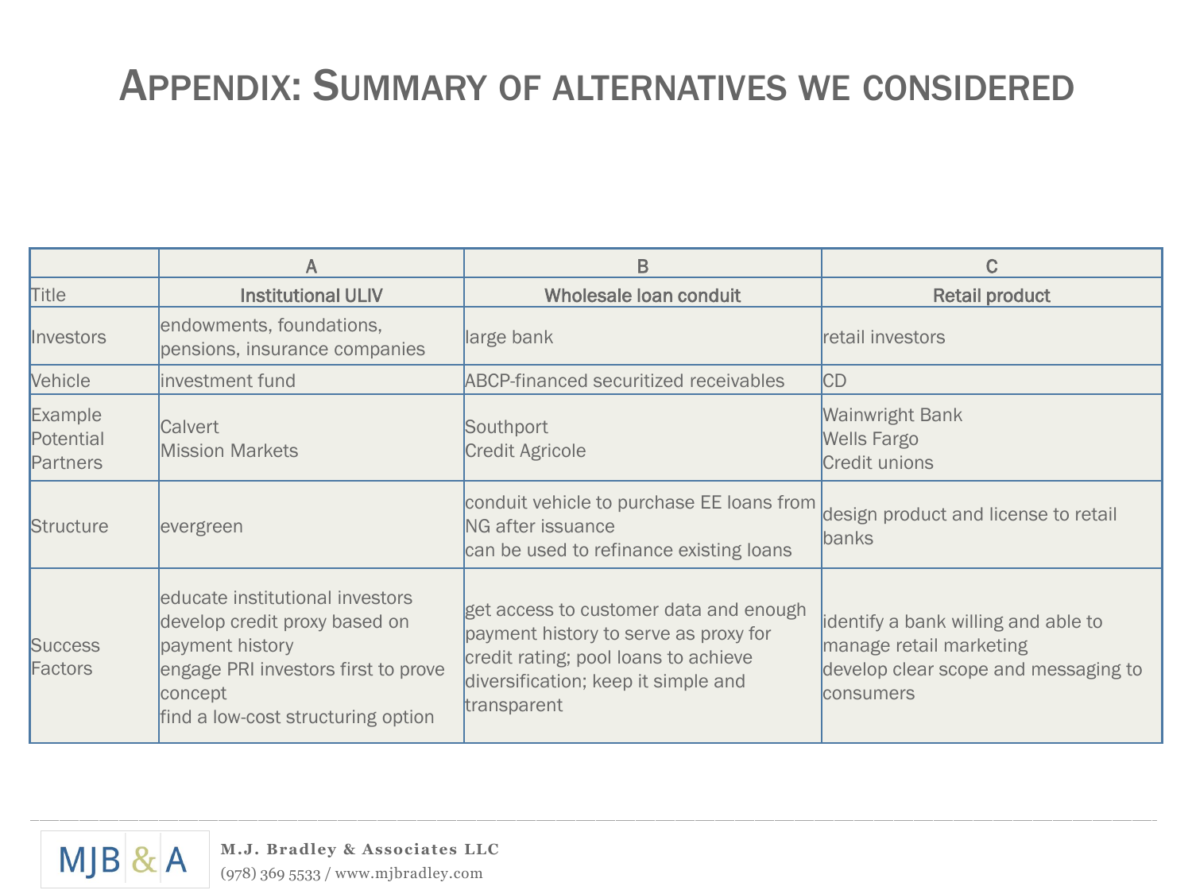# Appendix: Summary of alternatives we considered

| | A | B | C |
|---|---|---|---|
| Title | **Institutional ULIV** | **Wholesale loan conduit** | **Retail product** |
| Investors | endowments, foundations, pensions, insurance companies | large bank | retail investors |
| Vehicle | investment fund | ABCP-financed securitized receivables | CD |
| Example Potential Partners | Calvert<br>Mission Markets | Southport<br>Credit Agricole | Wainwright Bank<br>Wells Fargo<br>Credit unions |
| Structure | evergreen | conduit vehicle to purchase EE loans from NG after issuance<br>can be used to refinance existing loans | design product and license to retail banks |
| Success Factors | educate institutional investors<br>develop credit proxy based on payment history<br>engage PRI investors first to prove concept<br>find a low-cost structuring option | get access to customer data and enough payment history to serve as proxy for credit rating; pool loans to achieve diversification; keep it simple and transparent | identify a bank willing and able to manage retail marketing<br>develop clear scope and messaging to consumers |

MJB & A

**M.J. Bradley & Associates LLC**
(978) 369 5533 / www.mjbradley.com